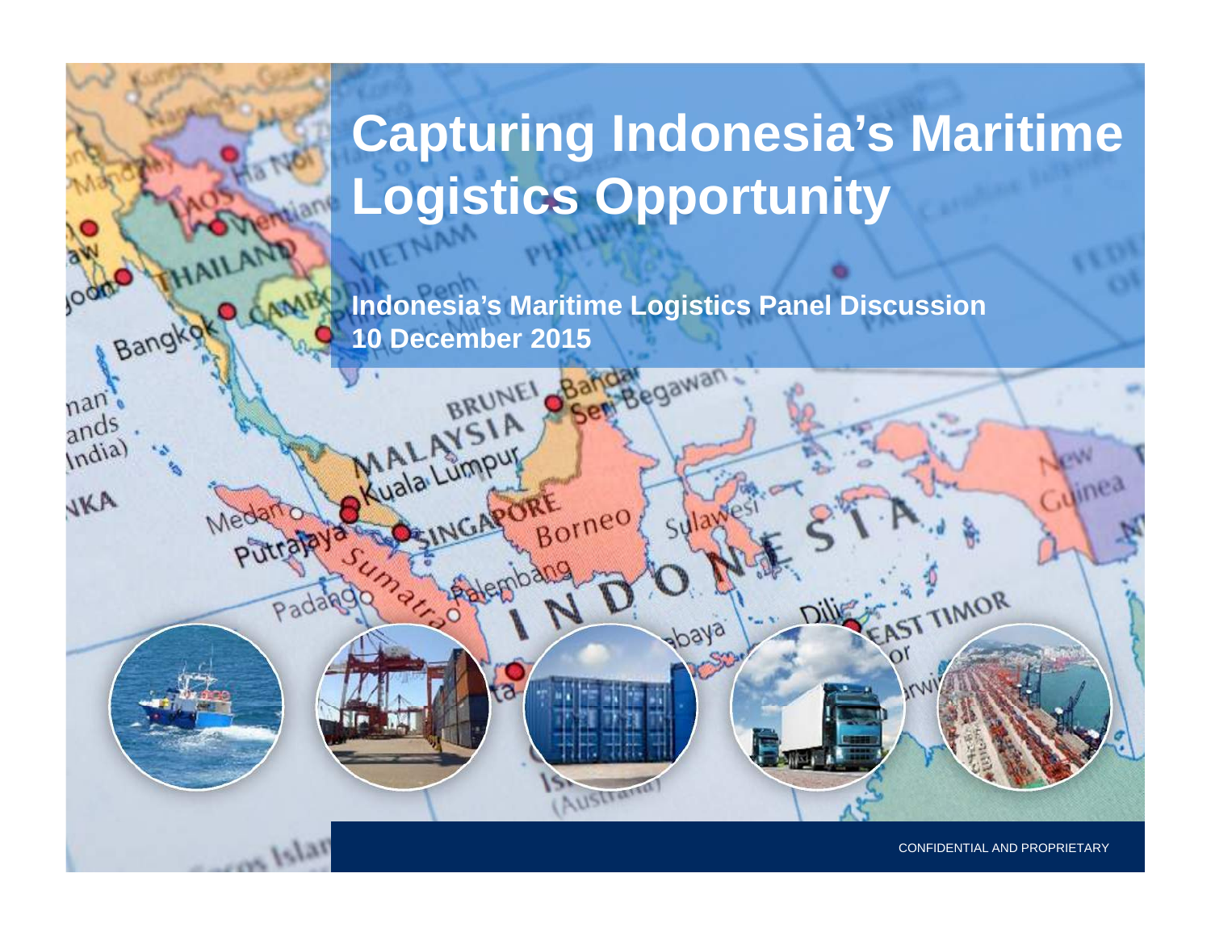# Capturing Indonesia's Maritime Logistics Opportunity

**Indonesia's Maritime Logistics Panel Discussion**
**10 December 2015**

CONFIDENTIAL AND PROPRIETARY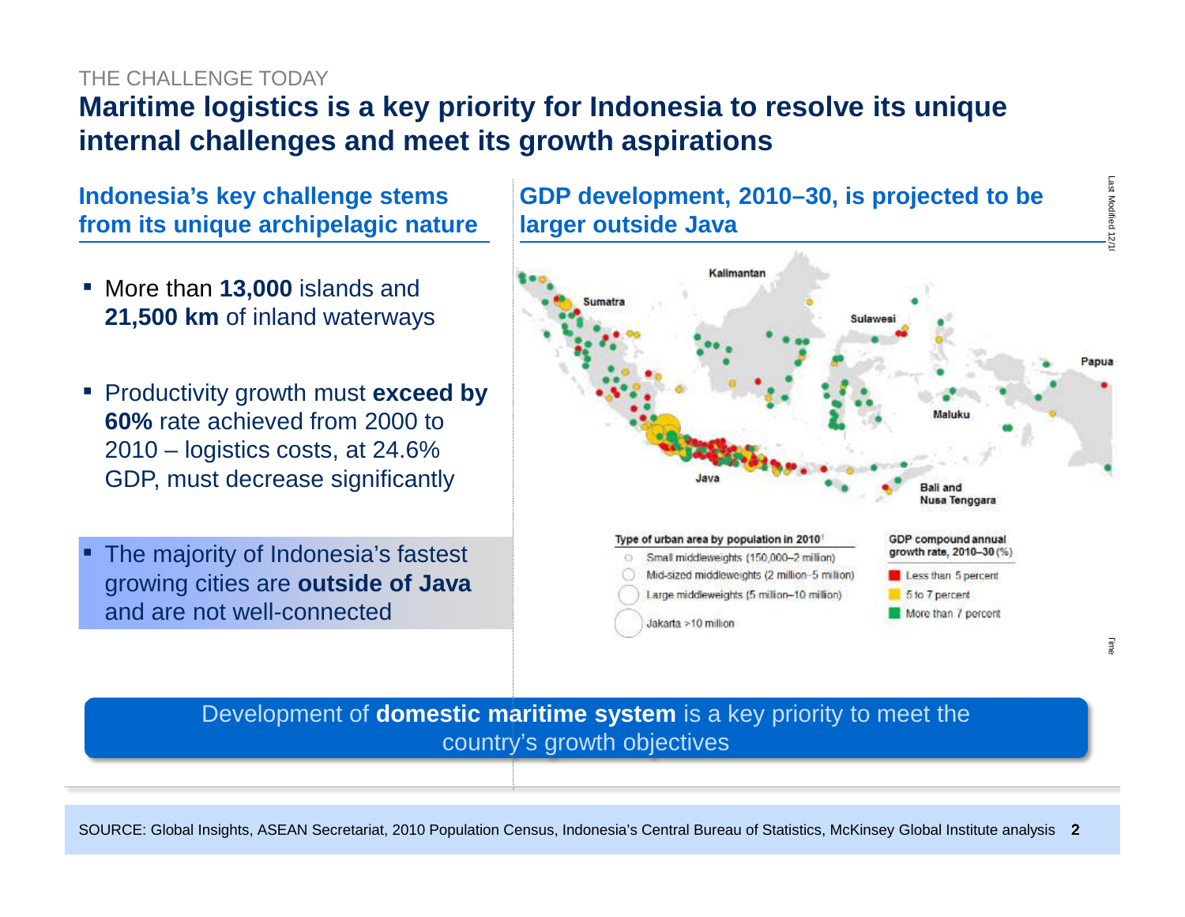THE CHALLENGE TODAY

# Maritime logistics is a key priority for Indonesia to resolve its unique internal challenges and meet its growth aspirations

## Indonesia's key challenge stems from its unique archipelagic nature

- More than **13,000** islands and **21,500 km** of inland waterways
- Productivity growth must **exceed by 60%** rate achieved from 2000 to 2010 – logistics costs, at 24.6% GDP, must decrease significantly
- The majority of Indonesia's fastest growing cities are **outside of Java** and are not well-connected

## GDP development, 2010–30, is projected to be larger outside Java

Kalimantan, Sumatra, Sulawesi, Papua, Maluku, Java, Bali and Nusa Tenggara

| Type of urban area by population in 2010[1] | GDP compound annual growth rate, 2010–30 (%) |
|---|---|
| Small middleweights (150,000–2 million) | Less than 5 percent |
| Mid-sized middleweights (2 million–5 million) | 5 to 7 percent |
| Large middleweights (5 million–10 million) | More than 7 percent |
| Jakarta >10 million | |

Development of **domestic maritime system** is a key priority to meet the country's growth objectives

SOURCE: Global Insights, ASEAN Secretariat, 2010 Population Census, Indonesia's Central Bureau of Statistics, McKinsey Global Institute analysis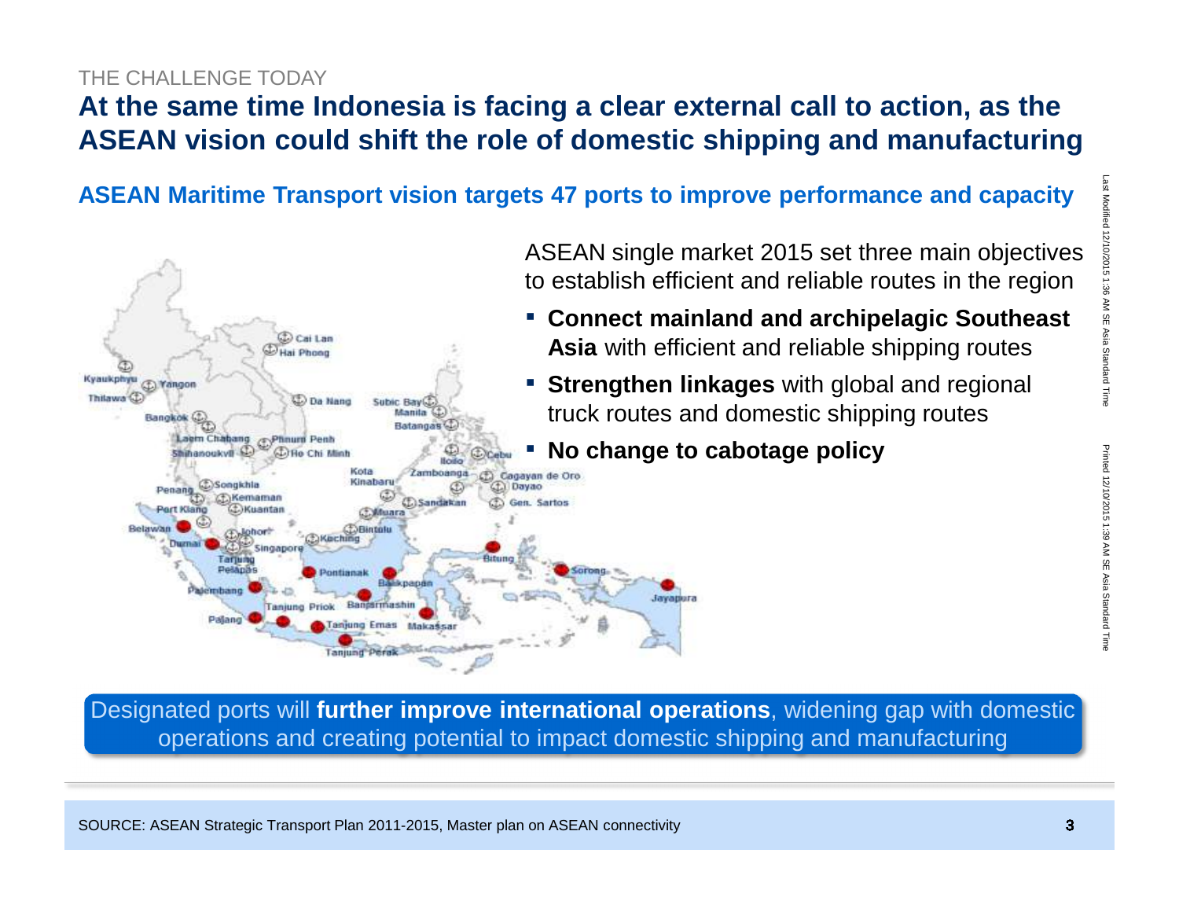THE CHALLENGE TODAY

# At the same time Indonesia is facing a clear external call to action, as the ASEAN vision could shift the role of domestic shipping and manufacturing

## ASEAN Maritime Transport vision targets 47 ports to improve performance and capacity

Cai Lan, Hai Phong, Kyaukphyu, Yangon, Thilawa, Da Nang, Subic Bay, Manila, Batangas, Bangkok, Laem Chabang, Phnom Penh, Sihanoukville, Ho Chi Minh, Iloilo, Cebu, Kota Kinabaru, Zamboanga, Cagayan de Oro, Davao, Penang, Songkhla, Kemaman, Sandakan, Gen. Sartos, Port Klang, Kuantan, Muara, Belawan, Johor, Bintulu, Dumai, Singapore, Kuching, Bitung, Tanjung Pelepas, Pontianak, Sorong, Balikpapan, Palembang, Jayapura, Tanjung Priok, Banjarmashin, Pajang, Tanjung Emas, Makassar, Tanjung Perak

ASEAN single market 2015 set three main objectives to establish efficient and reliable routes in the region

- **Connect mainland and archipelagic Southeast Asia** with efficient and reliable shipping routes
- **Strengthen linkages** with global and regional truck routes and domestic shipping routes
- **No change to cabotage policy**

Designated ports will **further improve international operations**, widening gap with domestic operations and creating potential to impact domestic shipping and manufacturing

SOURCE: ASEAN Strategic Transport Plan 2011-2015, Master plan on ASEAN connectivity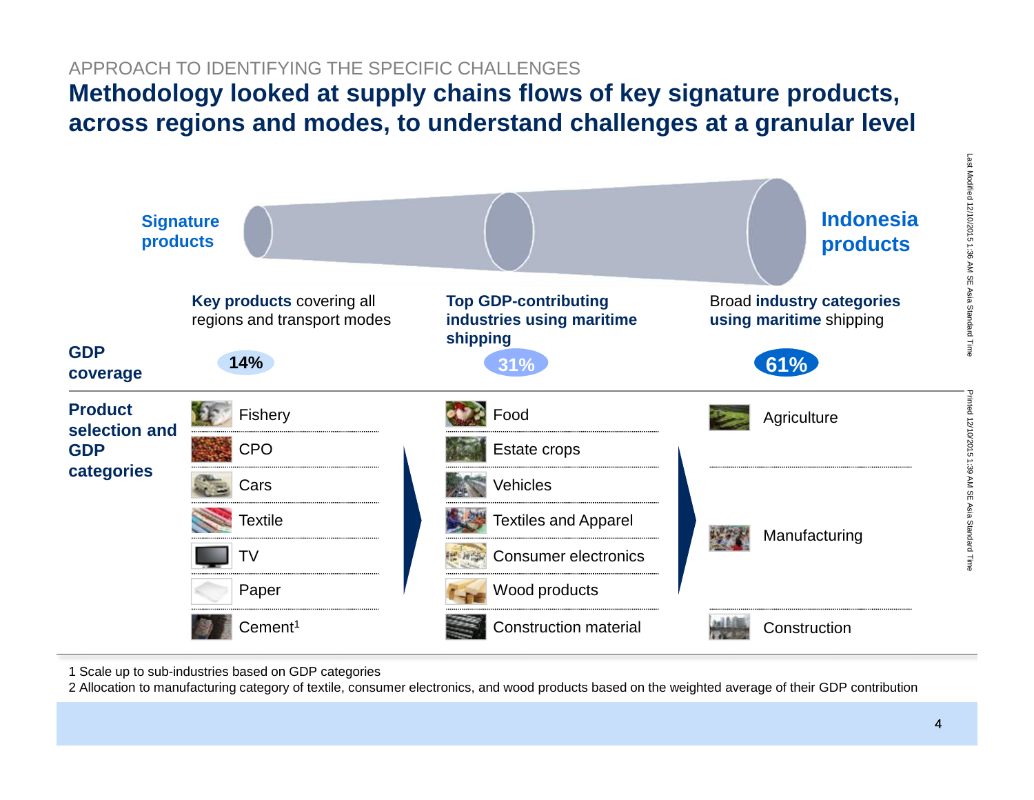APPROACH TO IDENTIFYING THE SPECIFIC CHALLENGES

# Methodology looked at supply chains flows of key signature products, across regions and modes, to understand challenges at a granular level

**Signature products** → **Indonesia products**

| | **Key products** covering all regions and transport modes | **Top GDP-contributing industries using maritime shipping** | Broad **industry categories using maritime** shipping |
|---|---|---|---|
| **GDP coverage** | 14% | 31% | 61% |
| **Product selection and GDP categories** | Fishery | Food | Agriculture |
| | CPO | Estate crops | |
| | Cars | Vehicles | Manufacturing |
| | Textile | Textiles and Apparel | |
| | TV | Consumer electronics | |
| | Paper | Wood products | |
| | Cement[1] | Construction material | Construction |

1 Scale up to sub-industries based on GDP categories

2 Allocation to manufacturing category of textile, consumer electronics, and wood products based on the weighted average of their GDP contribution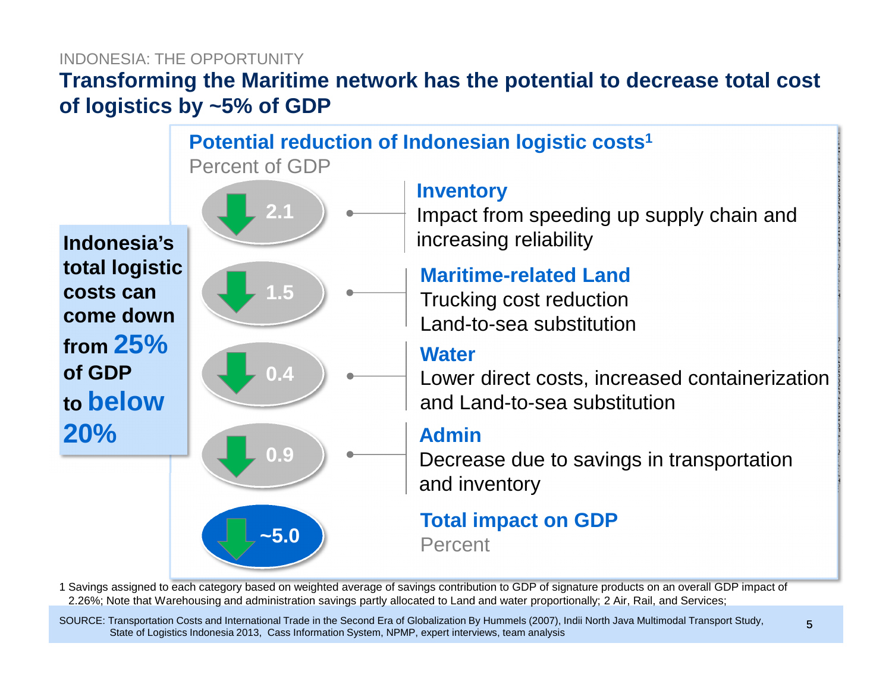INDONESIA: THE OPPORTUNITY

# Transforming the Maritime network has the potential to decrease total cost of logistics by ~5% of GDP

**Indonesia's total logistic costs can come down from 25% of GDP to below 20%**

## Potential reduction of Indonesian logistic costs[1]

Percent of GDP

- **2.1** — **Inventory**
  Impact from speeding up supply chain and increasing reliability
- **1.5** — **Maritime-related Land**
  Trucking cost reduction
  Land-to-sea substitution
- **0.4** — **Water**
  Lower direct costs, increased containerization and Land-to-sea substitution
- **0.9** — **Admin**
  Decrease due to savings in transportation and inventory
- **~5.0** — **Total impact on GDP**
  Percent

1 Savings assigned to each category based on weighted average of savings contribution to GDP of signature products on an overall GDP impact of 2.26%; Note that Warehousing and administration savings partly allocated to Land and water proportionally; 2 Air, Rail, and Services;

SOURCE: Transportation Costs and International Trade in the Second Era of Globalization By Hummels (2007), Indii North Java Multimodal Transport Study, State of Logistics Indonesia 2013, Cass Information System, NPMP, expert interviews, team analysis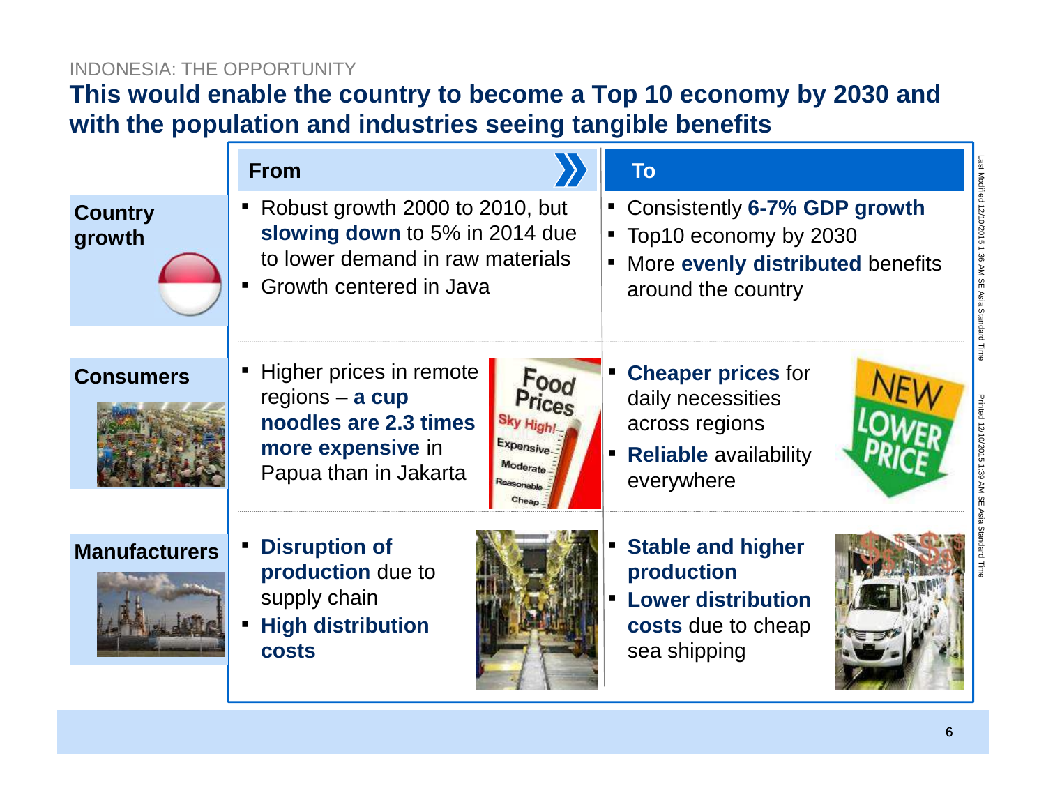INDONESIA: THE OPPORTUNITY

# This would enable the country to become a Top 10 economy by 2030 and with the population and industries seeing tangible benefits

| | From | To |
|---|---|---|
| **Country growth** | ▪ Robust growth 2000 to 2010, but **slowing down** to 5% in 2014 due to lower demand in raw materials<br>▪ Growth centered in Java | ▪ Consistently **6-7% GDP growth**<br>▪ Top10 economy by 2030<br>▪ More **evenly distributed** benefits around the country |
| **Consumers** | ▪ Higher prices in remote regions – **a cup noodles are 2.3 times more expensive** in Papua than in Jakarta | ▪ **Cheaper prices** for daily necessities across regions<br>▪ **Reliable** availability everywhere |
| **Manufacturers** | ▪ **Disruption of production** due to supply chain<br>▪ **High distribution costs** | ▪ **Stable and higher production**<br>▪ **Lower distribution costs** due to cheap sea shipping |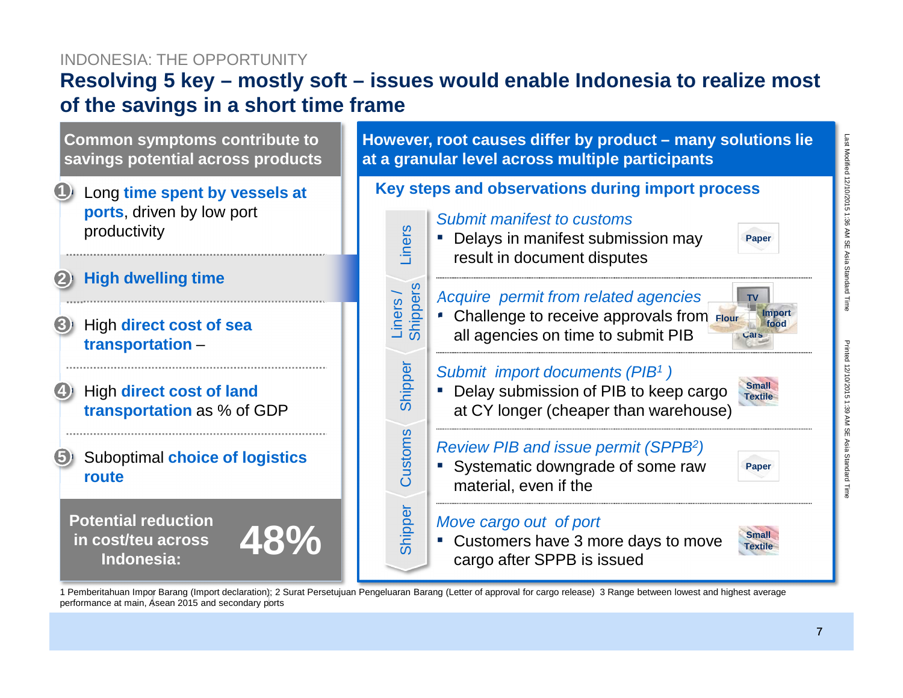INDONESIA: THE OPPORTUNITY

# Resolving 5 key – mostly soft – issues would enable Indonesia to realize most of the savings in a short time frame

## Common symptoms contribute to savings potential across products

1. Long **time spent by vessels at ports**, driven by low port productivity
2. **High dwelling time**
3. High **direct cost of sea transportation** –
4. High **direct cost of land transportation** as % of GDP
5. Suboptimal **choice of logistics route**

**Potential reduction in cost/teu across Indonesia: 48%**

## However, root causes differ by product – many solutions lie at a granular level across multiple participants

### Key steps and observations during import process

| Participant | Step | Observation | Products |
|---|---|---|---|
| Liners | *Submit manifest to customs* | Delays in manifest submission may result in document disputes | Paper |
| Liners / Shippers | *Acquire permit from related agencies* | Challenge to receive approvals from all agencies on time to submit PIB | TV, Flour, Import food, Cars |
| Shipper | *Submit import documents (PIB[1])* | Delay submission of PIB to keep cargo at CY longer (cheaper than warehouse) | Small Textile |
| Customs | *Review PIB and issue permit (SPPB[2])* | Systematic downgrade of some raw material, even if the | Paper |
| Shipper | *Move cargo out of port* | Customers have 3 more days to move cargo after SPPB is issued | Small Textile |

1 Pemberitahuan Impor Barang (Import declaration); 2 Surat Persetujuan Pengeluaran Barang (Letter of approval for cargo release) 3 Range between lowest and highest average performance at main, Asean 2015 and secondary ports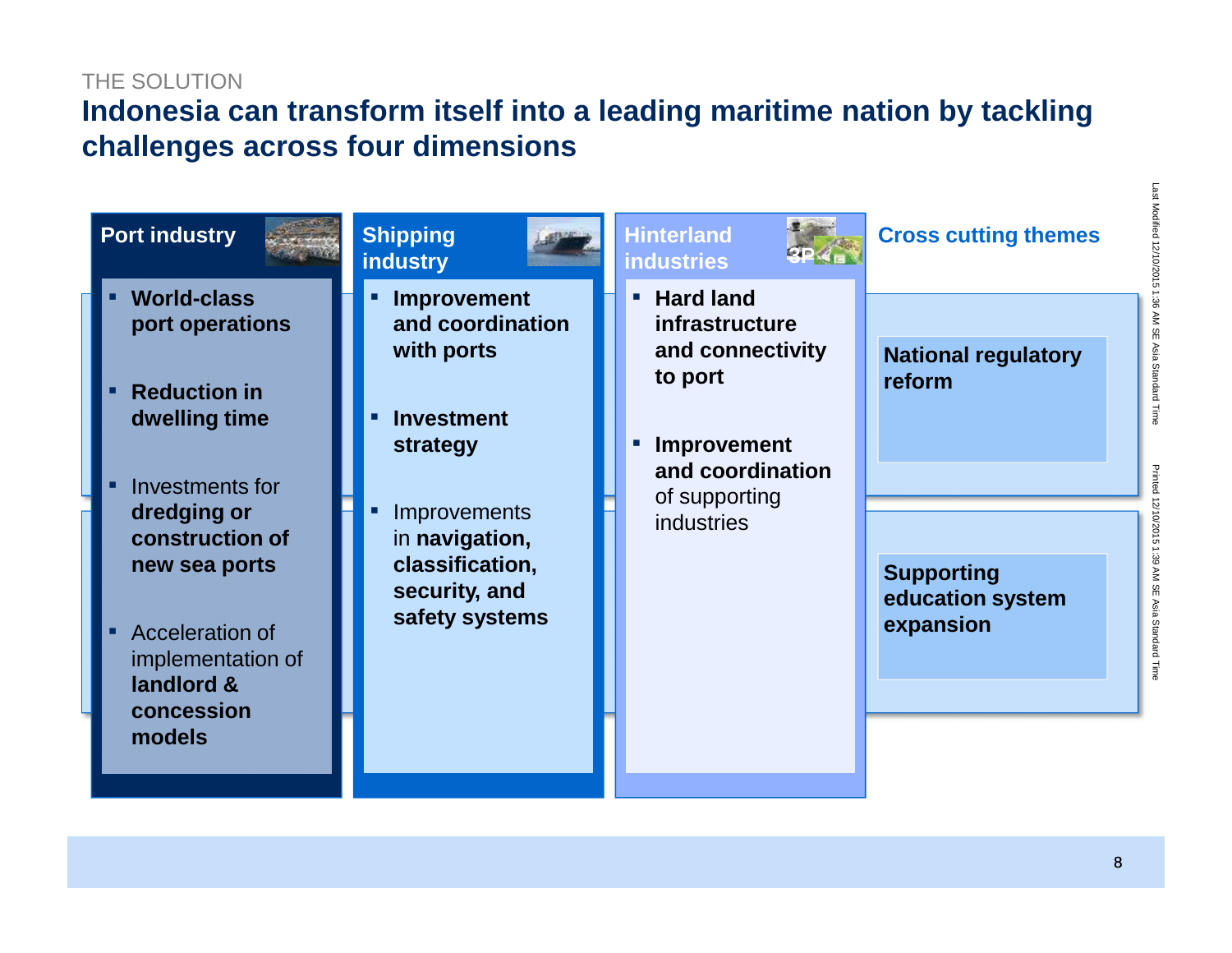THE SOLUTION

# Indonesia can transform itself into a leading maritime nation by tackling challenges across four dimensions

## Port industry

- **World-class port operations**
- **Reduction in dwelling time**
- Investments for **dredging or construction of new sea ports**
- Acceleration of implementation of **landlord & concession models**

## Shipping industry

- **Improvement and coordination with ports**
- **Investment strategy**
- Improvements in **navigation, classification, security, and safety systems**

## Hinterland industries

- **Hard land infrastructure and connectivity to port**
- **Improvement and coordination** of supporting industries

## Cross cutting themes

- **National regulatory reform**
- **Supporting education system expansion**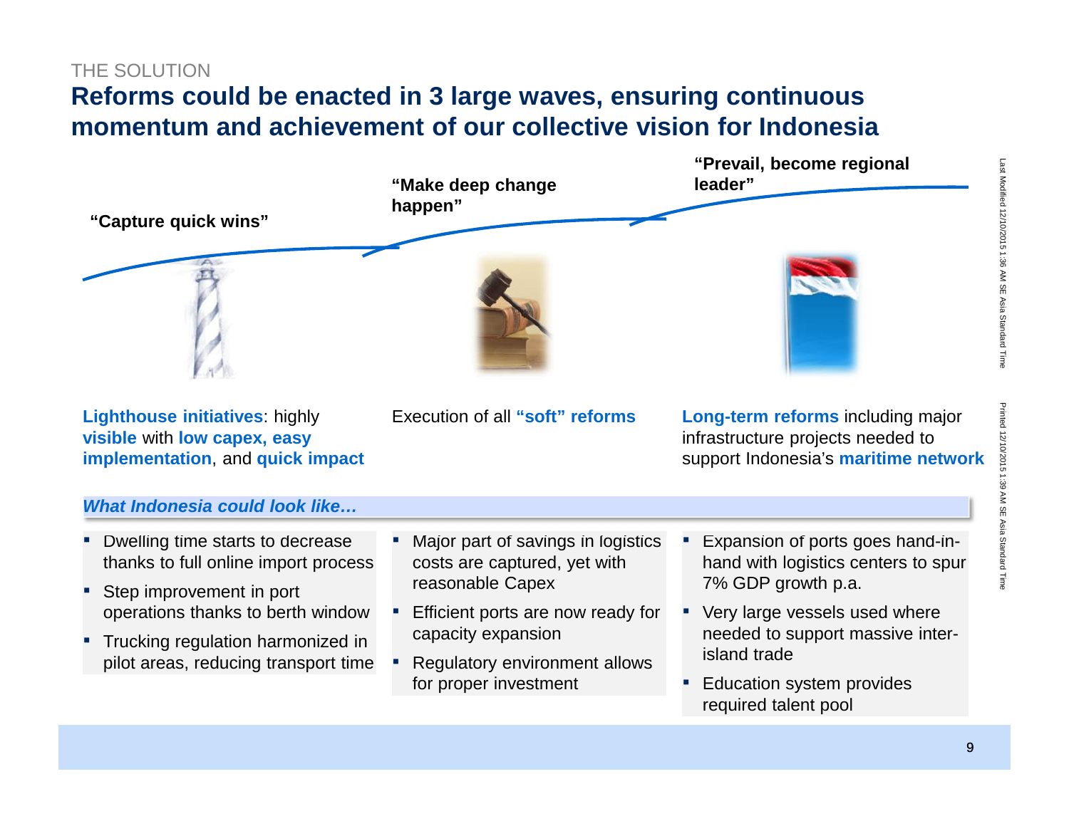THE SOLUTION

# Reforms could be enacted in 3 large waves, ensuring continuous momentum and achievement of our collective vision for Indonesia

| **"Capture quick wins"** | **"Make deep change happen"** | **"Prevail, become regional leader"** |
|---|---|---|
| **Lighthouse initiatives**: highly **visible** with **low capex, easy implementation**, and **quick impact** | Execution of all **"soft" reforms** | **Long-term reforms** including major infrastructure projects needed to support Indonesia's **maritime network** |

***What Indonesia could look like…***

| | | |
|---|---|---|
| ▪ Dwelling time starts to decrease thanks to full online import process<br>▪ Step improvement in port operations thanks to berth window<br>▪ Trucking regulation harmonized in pilot areas, reducing transport time | ▪ Major part of savings in logistics costs are captured, yet with reasonable Capex<br>▪ Efficient ports are now ready for capacity expansion<br>▪ Regulatory environment allows for proper investment | ▪ Expansion of ports goes hand-in-hand with logistics centers to spur 7% GDP growth p.a.<br>▪ Very large vessels used where needed to support massive inter-island trade<br>▪ Education system provides required talent pool |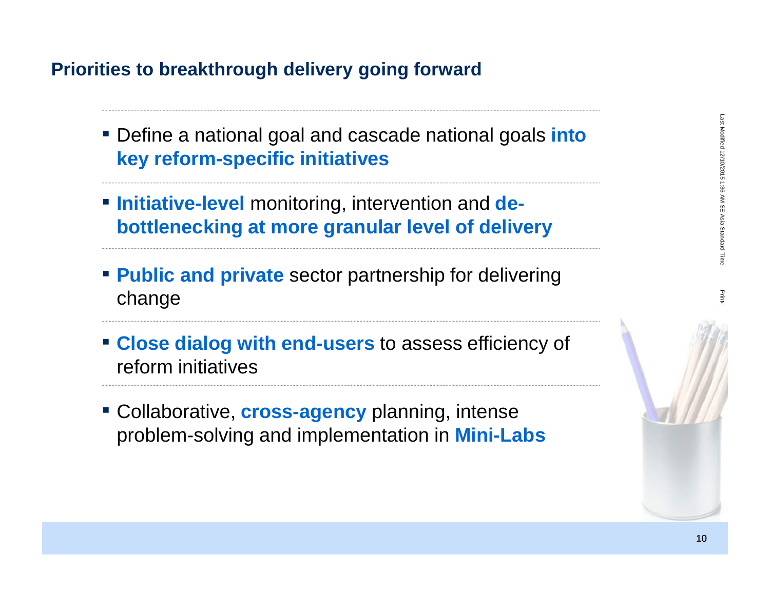## Priorities to breakthrough delivery going forward

- Define a national goal and cascade national goals **into key reform-specific initiatives**
- **Initiative-level** monitoring, intervention and **de-bottlenecking at more granular level of delivery**
- **Public and private** sector partnership for delivering change
- **Close dialog with end-users** to assess efficiency of reform initiatives
- Collaborative, **cross-agency** planning, intense problem-solving and implementation in **Mini-Labs**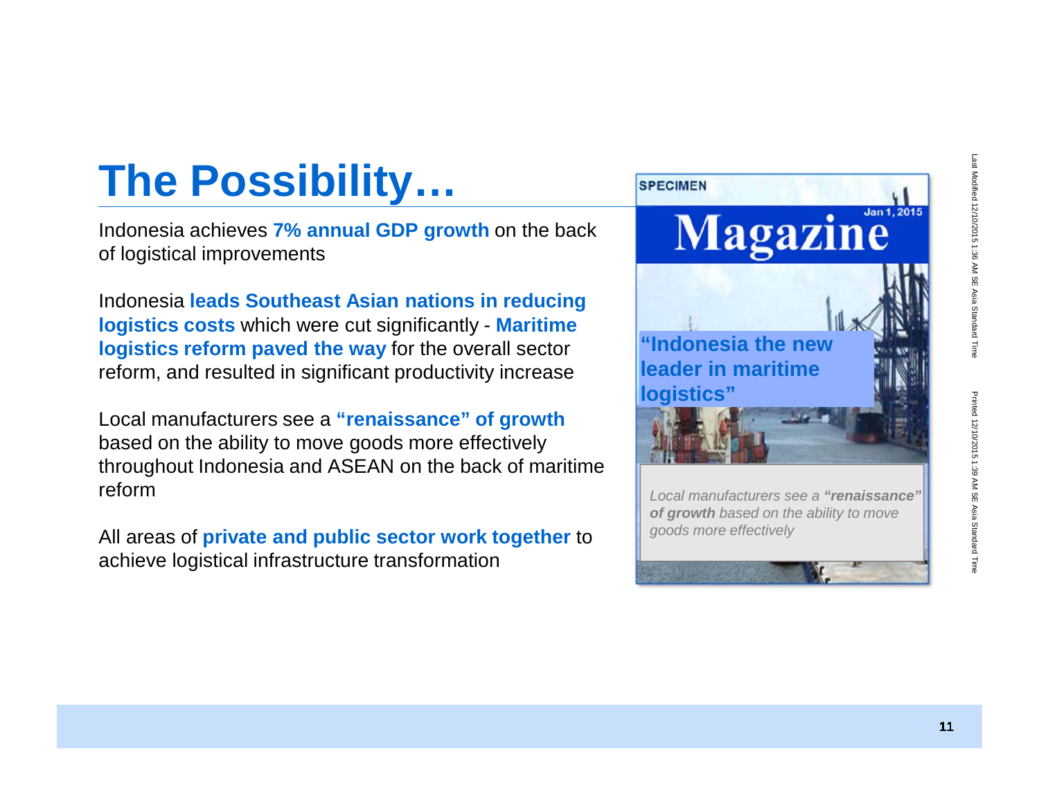# The Possibility…

Indonesia achieves **7% annual GDP growth** on the back of logistical improvements

Indonesia **leads Southeast Asian nations in reducing logistics costs** which were cut significantly - **Maritime logistics reform paved the way** for the overall sector reform, and resulted in significant productivity increase

Local manufacturers see a **"renaissance" of growth** based on the ability to move goods more effectively throughout Indonesia and ASEAN on the back of maritime reform

All areas of **private and public sector work together** to achieve logistical infrastructure transformation

SPECIMEN

Jan 1, 2015

Magazine

**"Indonesia the new leader in maritime logistics"**

*Local manufacturers see a **"renaissance" of growth** based on the ability to move goods more effectively*